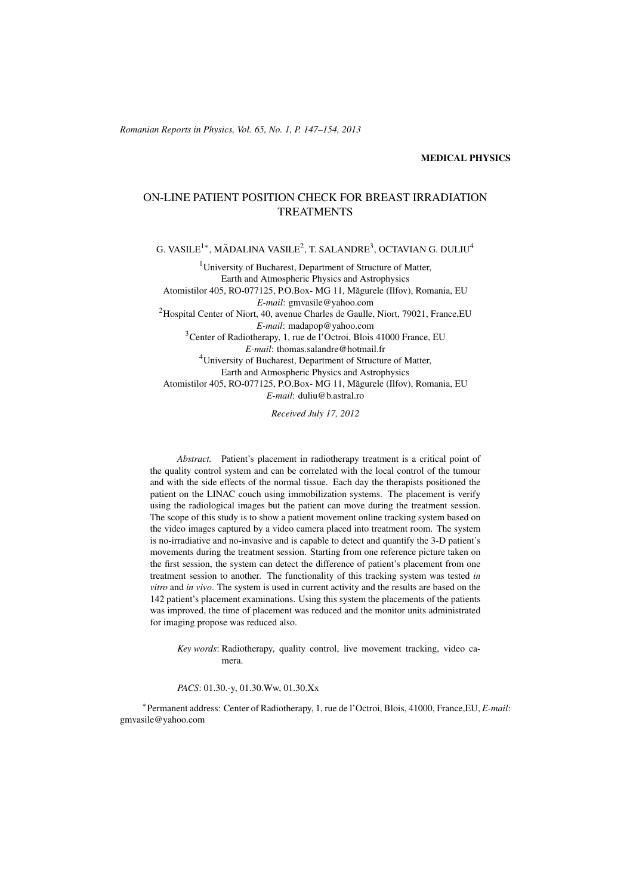MEDICAL PHYSICS

# ON-LINE PATIENT POSITION CHECK FOR BREAST IRRADIATION TREATMENTS

G. VASILE[1*], MĂDALINA VASILE[2], T. SALANDRE[3], OCTAVIAN G. DULIU[4]

[1]University of Bucharest, Department of Structure of Matter, Earth and Atmospheric Physics and Astrophysics
Atomistilor 405, RO-077125, P.O.Box- MG 11, Măgurele (Ilfov), Romania, EU
*E-mail*: gmvasile@yahoo.com

[2]Hospital Center of Niort, 40, avenue Charles de Gaulle, Niort, 79021, France,EU
*E-mail*: madapop@yahoo.com

[3]Center of Radiotherapy, 1, rue de l'Octroi, Blois 41000 France, EU
*E-mail*: thomas.salandre@hotmail.fr

[4]University of Bucharest, Department of Structure of Matter, Earth and Atmospheric Physics and Astrophysics
Atomistilor 405, RO-077125, P.O.Box- MG 11, Măgurele (Ilfov), Romania, EU
*E-mail*: duliu@b.astral.ro

*Received July 17, 2012*

*Abstract.* Patient's placement in radiotherapy treatment is a critical point of the quality control system and can be correlated with the local control of the tumour and with the side effects of the normal tissue. Each day the therapists positioned the patient on the LINAC couch using immobilization systems. The placement is verify using the radiological images but the patient can move during the treatment session. The scope of this study is to show a patient movement online tracking system based on the video images captured by a video camera placed into treatment room. The system is no-irradiative and no-invasive and is capable to detect and quantify the 3-D patient's movements during the treatment session. Starting from one reference picture taken on the first session, the system can detect the difference of patient's placement from one treatment session to another. The functionality of this tracking system was tested *in vitro* and *in vivo*. The system is used in current activity and the results are based on the 142 patient's placement examinations. Using this system the placements of the patients was improved, the time of placement was reduced and the monitor units administrated for imaging propose was reduced also.

*Key words*: Radiotherapy, quality control, live movement tracking, video camera.

*PACS*: 01.30.-y, 01.30.Ww, 01.30.Xx

[*]Permanent address: Center of Radiotherapy, 1, rue de l'Octroi, Blois, 41000, France,EU, *E-mail*: gmvasile@yahoo.com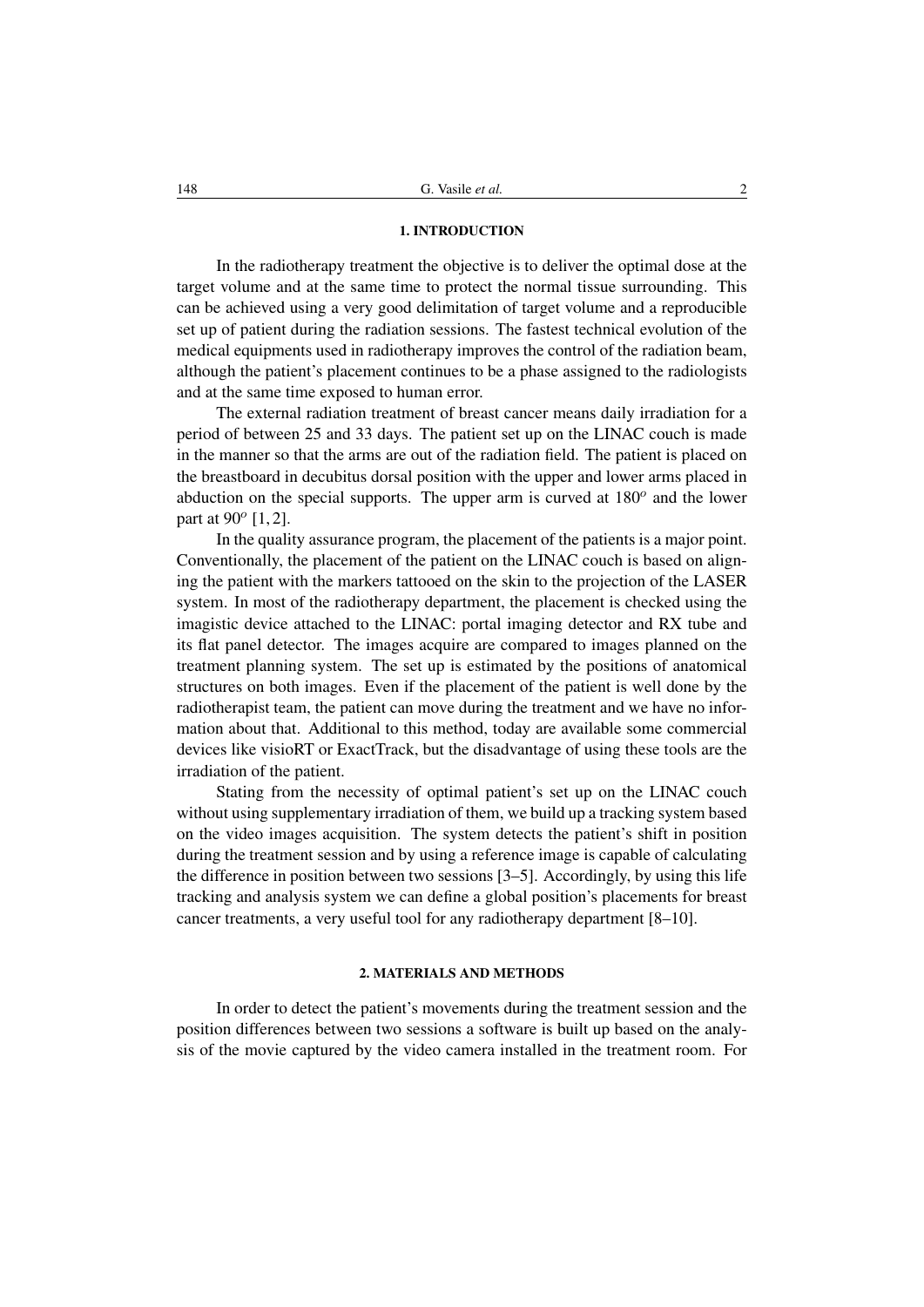## 1. INTRODUCTION

In the radiotherapy treatment the objective is to deliver the optimal dose at the target volume and at the same time to protect the normal tissue surrounding. This can be achieved using a very good delimitation of target volume and a reproducible set up of patient during the radiation sessions. The fastest technical evolution of the medical equipments used in radiotherapy improves the control of the radiation beam, although the patient's placement continues to be a phase assigned to the radiologists and at the same time exposed to human error.

The external radiation treatment of breast cancer means daily irradiation for a period of between 25 and 33 days. The patient set up on the LINAC couch is made in the manner so that the arms are out of the radiation field. The patient is placed on the breastboard in decubitus dorsal position with the upper and lower arms placed in abduction on the special supports. The upper arm is curved at $180^o$ and the lower part at $90^o$ [1, 2].

In the quality assurance program, the placement of the patients is a major point. Conventionally, the placement of the patient on the LINAC couch is based on aligning the patient with the markers tattooed on the skin to the projection of the LASER system. In most of the radiotherapy department, the placement is checked using the imagistic device attached to the LINAC: portal imaging detector and RX tube and its flat panel detector. The images acquire are compared to images planned on the treatment planning system. The set up is estimated by the positions of anatomical structures on both images. Even if the placement of the patient is well done by the radiotherapist team, the patient can move during the treatment and we have no information about that. Additional to this method, today are available some commercial devices like visioRT or ExactTrack, but the disadvantage of using these tools are the irradiation of the patient.

Stating from the necessity of optimal patient's set up on the LINAC couch without using supplementary irradiation of them, we build up a tracking system based on the video images acquisition. The system detects the patient's shift in position during the treatment session and by using a reference image is capable of calculating the difference in position between two sessions [3–5]. Accordingly, by using this life tracking and analysis system we can define a global position's placements for breast cancer treatments, a very useful tool for any radiotherapy department [8–10].

## 2. MATERIALS AND METHODS

In order to detect the patient's movements during the treatment session and the position differences between two sessions a software is built up based on the analysis of the movie captured by the video camera installed in the treatment room. For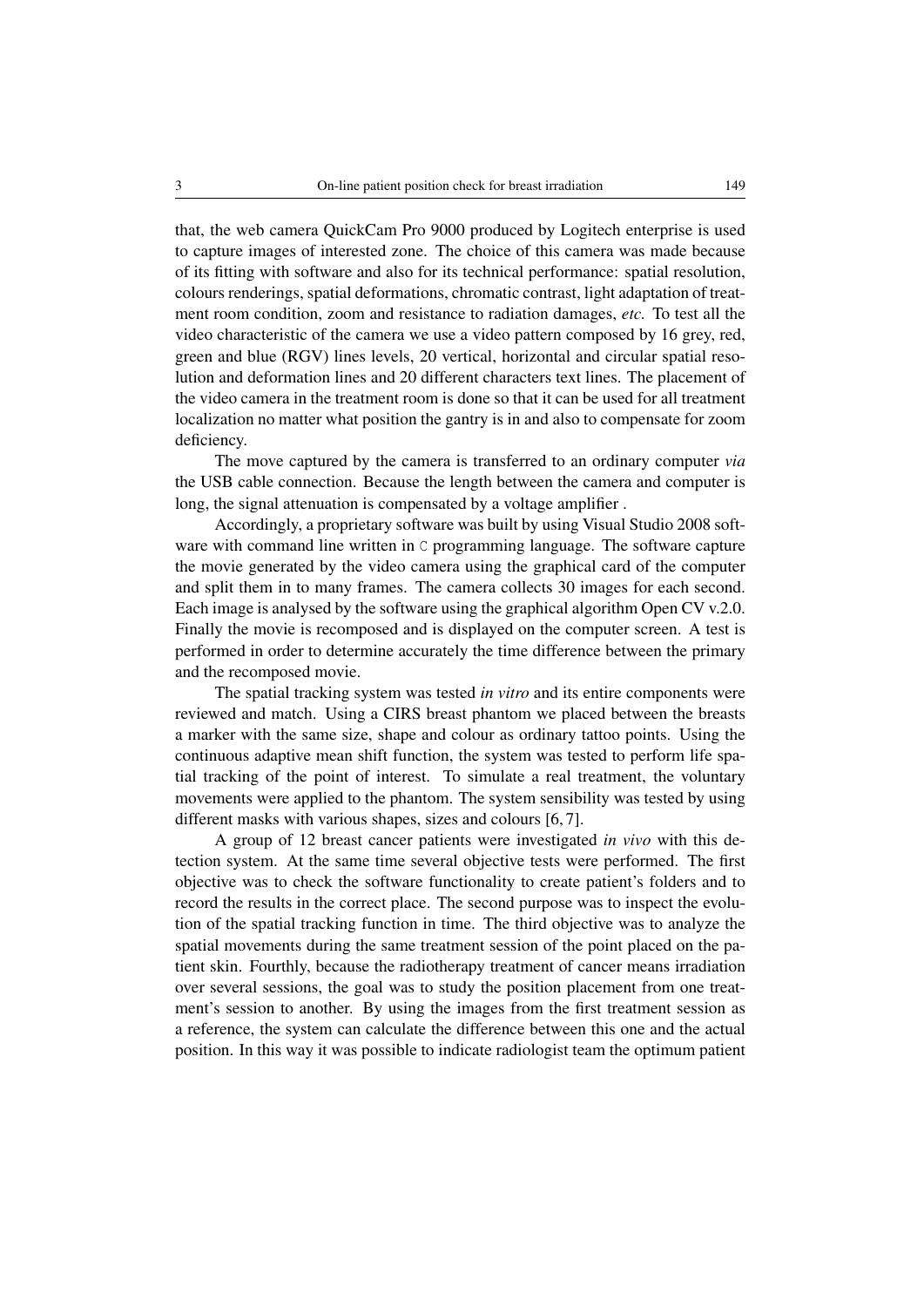that, the web camera QuickCam Pro 9000 produced by Logitech enterprise is used to capture images of interested zone. The choice of this camera was made because of its fitting with software and also for its technical performance: spatial resolution, colours renderings, spatial deformations, chromatic contrast, light adaptation of treatment room condition, zoom and resistance to radiation damages, *etc.* To test all the video characteristic of the camera we use a video pattern composed by 16 grey, red, green and blue (RGV) lines levels, 20 vertical, horizontal and circular spatial resolution and deformation lines and 20 different characters text lines. The placement of the video camera in the treatment room is done so that it can be used for all treatment localization no matter what position the gantry is in and also to compensate for zoom deficiency.

The move captured by the camera is transferred to an ordinary computer *via* the USB cable connection. Because the length between the camera and computer is long, the signal attenuation is compensated by a voltage amplifier .

Accordingly, a proprietary software was built by using Visual Studio 2008 software with command line written in C programming language. The software capture the movie generated by the video camera using the graphical card of the computer and split them in to many frames. The camera collects 30 images for each second. Each image is analysed by the software using the graphical algorithm Open CV v.2.0. Finally the movie is recomposed and is displayed on the computer screen. A test is performed in order to determine accurately the time difference between the primary and the recomposed movie.

The spatial tracking system was tested *in vitro* and its entire components were reviewed and match. Using a CIRS breast phantom we placed between the breasts a marker with the same size, shape and colour as ordinary tattoo points. Using the continuous adaptive mean shift function, the system was tested to perform life spatial tracking of the point of interest. To simulate a real treatment, the voluntary movements were applied to the phantom. The system sensibility was tested by using different masks with various shapes, sizes and colours [6, 7].

A group of 12 breast cancer patients were investigated *in vivo* with this detection system. At the same time several objective tests were performed. The first objective was to check the software functionality to create patient's folders and to record the results in the correct place. The second purpose was to inspect the evolution of the spatial tracking function in time. The third objective was to analyze the spatial movements during the same treatment session of the point placed on the patient skin. Fourthly, because the radiotherapy treatment of cancer means irradiation over several sessions, the goal was to study the position placement from one treatment's session to another. By using the images from the first treatment session as a reference, the system can calculate the difference between this one and the actual position. In this way it was possible to indicate radiologist team the optimum patient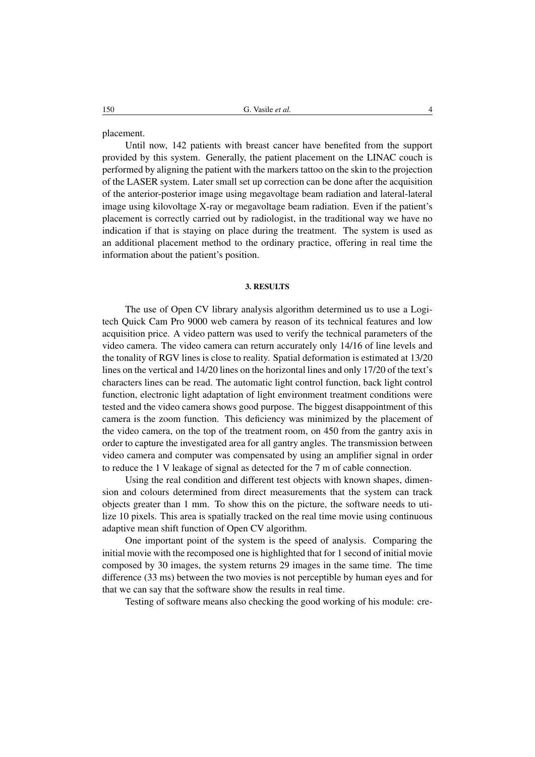placement.

Until now, 142 patients with breast cancer have benefited from the support provided by this system. Generally, the patient placement on the LINAC couch is performed by aligning the patient with the markers tattoo on the skin to the projection of the LASER system. Later small set up correction can be done after the acquisition of the anterior-posterior image using megavoltage beam radiation and lateral-lateral image using kilovoltage X-ray or megavoltage beam radiation. Even if the patient's placement is correctly carried out by radiologist, in the traditional way we have no indication if that is staying on place during the treatment. The system is used as an additional placement method to the ordinary practice, offering in real time the information about the patient's position.

## 3. RESULTS

The use of Open CV library analysis algorithm determined us to use a Logitech Quick Cam Pro 9000 web camera by reason of its technical features and low acquisition price. A video pattern was used to verify the technical parameters of the video camera. The video camera can return accurately only 14/16 of line levels and the tonality of RGV lines is close to reality. Spatial deformation is estimated at 13/20 lines on the vertical and 14/20 lines on the horizontal lines and only 17/20 of the text's characters lines can be read. The automatic light control function, back light control function, electronic light adaptation of light environment treatment conditions were tested and the video camera shows good purpose. The biggest disappointment of this camera is the zoom function. This deficiency was minimized by the placement of the video camera, on the top of the treatment room, on 450 from the gantry axis in order to capture the investigated area for all gantry angles. The transmission between video camera and computer was compensated by using an amplifier signal in order to reduce the 1 V leakage of signal as detected for the 7 m of cable connection.

Using the real condition and different test objects with known shapes, dimension and colours determined from direct measurements that the system can track objects greater than 1 mm. To show this on the picture, the software needs to utilize 10 pixels. This area is spatially tracked on the real time movie using continuous adaptive mean shift function of Open CV algorithm.

One important point of the system is the speed of analysis. Comparing the initial movie with the recomposed one is highlighted that for 1 second of initial movie composed by 30 images, the system returns 29 images in the same time. The time difference (33 ms) between the two movies is not perceptible by human eyes and for that we can say that the software show the results in real time.

Testing of software means also checking the good working of his module: cre-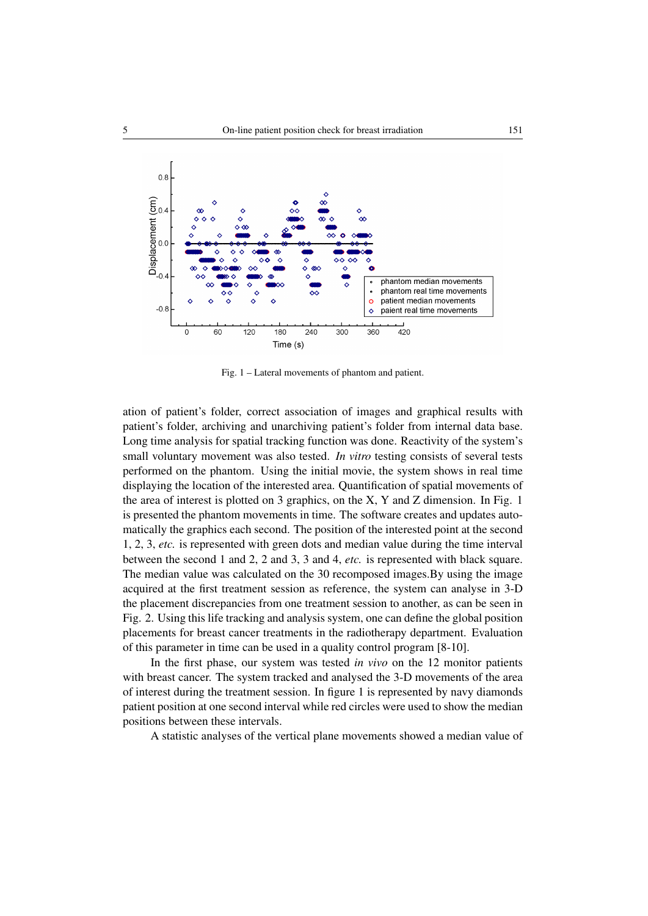Fig. 1 – Lateral movements of phantom and patient.

ation of patient's folder, correct association of images and graphical results with patient's folder, archiving and unarchiving patient's folder from internal data base. Long time analysis for spatial tracking function was done. Reactivity of the system's small voluntary movement was also tested. *In vitro* testing consists of several tests performed on the phantom. Using the initial movie, the system shows in real time displaying the location of the interested area. Quantification of spatial movements of the area of interest is plotted on 3 graphics, on the X, Y and Z dimension. In Fig. 1 is presented the phantom movements in time. The software creates and updates automatically the graphics each second. The position of the interested point at the second 1, 2, 3, *etc.* is represented with green dots and median value during the time interval between the second 1 and 2, 2 and 3, 3 and 4, *etc.* is represented with black square. The median value was calculated on the 30 recomposed images.By using the image acquired at the first treatment session as reference, the system can analyse in 3-D the placement discrepancies from one treatment session to another, as can be seen in Fig. 2. Using this life tracking and analysis system, one can define the global position placements for breast cancer treatments in the radiotherapy department. Evaluation of this parameter in time can be used in a quality control program [8-10].

In the first phase, our system was tested *in vivo* on the 12 monitor patients with breast cancer. The system tracked and analysed the 3-D movements of the area of interest during the treatment session. In figure 1 is represented by navy diamonds patient position at one second interval while red circles were used to show the median positions between these intervals.

A statistic analyses of the vertical plane movements showed a median value of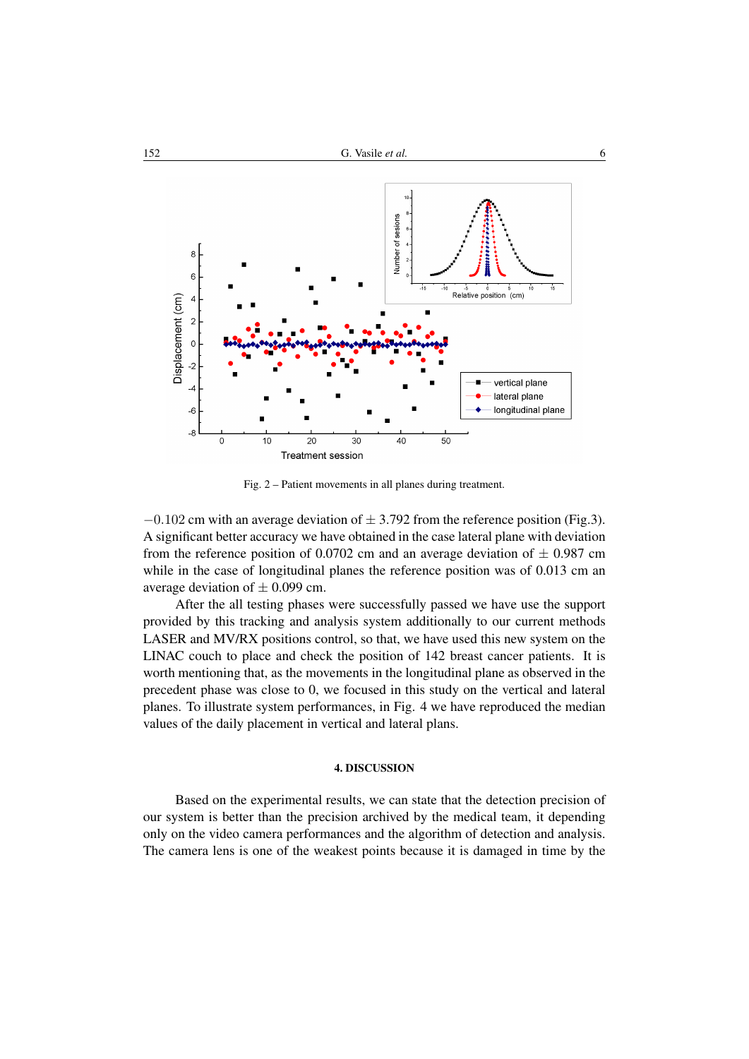Fig. 2 – Patient movements in all planes during treatment.

$-0.102$ cm with an average deviation of $\pm$ 3.792 from the reference position (Fig.3). A significant better accuracy we have obtained in the case lateral plane with deviation from the reference position of 0.0702 cm and an average deviation of $\pm$ 0.987 cm while in the case of longitudinal planes the reference position was of 0.013 cm an average deviation of $\pm$ 0.099 cm.

After the all testing phases were successfully passed we have use the support provided by this tracking and analysis system additionally to our current methods LASER and MV/RX positions control, so that, we have used this new system on the LINAC couch to place and check the position of 142 breast cancer patients. It is worth mentioning that, as the movements in the longitudinal plane as observed in the precedent phase was close to 0, we focused in this study on the vertical and lateral planes. To illustrate system performances, in Fig. 4 we have reproduced the median values of the daily placement in vertical and lateral plans.

#### 4. DISCUSSION

Based on the experimental results, we can state that the detection precision of our system is better than the precision archived by the medical team, it depending only on the video camera performances and the algorithm of detection and analysis. The camera lens is one of the weakest points because it is damaged in time by the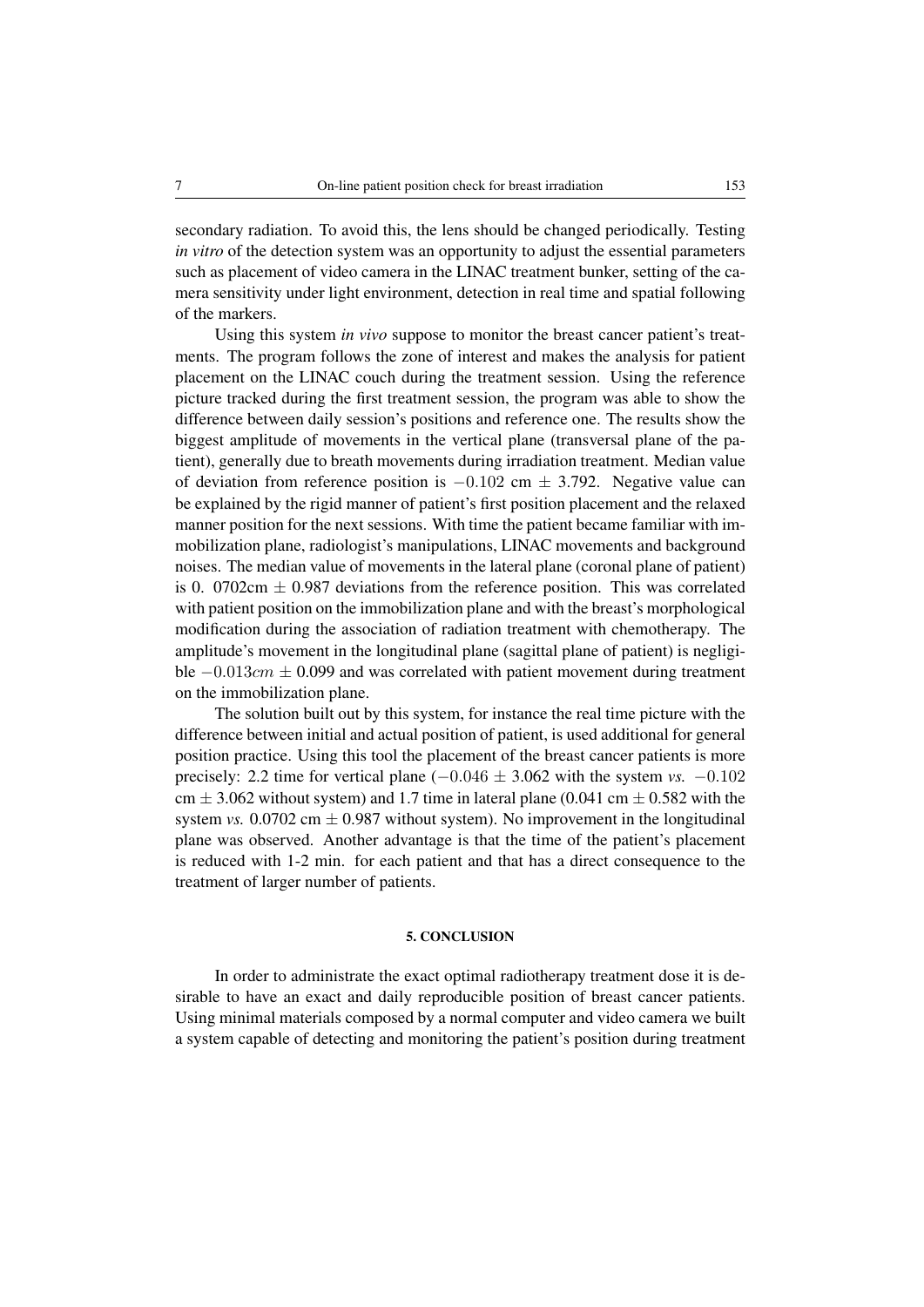secondary radiation. To avoid this, the lens should be changed periodically. Testing *in vitro* of the detection system was an opportunity to adjust the essential parameters such as placement of video camera in the LINAC treatment bunker, setting of the camera sensitivity under light environment, detection in real time and spatial following of the markers.

Using this system *in vivo* suppose to monitor the breast cancer patient's treatments. The program follows the zone of interest and makes the analysis for patient placement on the LINAC couch during the treatment session. Using the reference picture tracked during the first treatment session, the program was able to show the difference between daily session's positions and reference one. The results show the biggest amplitude of movements in the vertical plane (transversal plane of the patient), generally due to breath movements during irradiation treatment. Median value of deviation from reference position is $-0.102$ cm $\pm$ 3.792. Negative value can be explained by the rigid manner of patient's first position placement and the relaxed manner position for the next sessions. With time the patient became familiar with immobilization plane, radiologist's manipulations, LINAC movements and background noises. The median value of movements in the lateral plane (coronal plane of patient) is 0. 0702cm $\pm$ 0.987 deviations from the reference position. This was correlated with patient position on the immobilization plane and with the breast's morphological modification during the association of radiation treatment with chemotherapy. The amplitude's movement in the longitudinal plane (sagittal plane of patient) is negligible $-0.013cm \pm 0.099$ and was correlated with patient movement during treatment on the immobilization plane.

The solution built out by this system, for instance the real time picture with the difference between initial and actual position of patient, is used additional for general position practice. Using this tool the placement of the breast cancer patients is more precisely: 2.2 time for vertical plane ($-0.046 \pm$ 3.062 with the system *vs.* $-0.102$ cm $\pm$ 3.062 without system) and 1.7 time in lateral plane (0.041 cm $\pm$ 0.582 with the system *vs.* 0.0702 cm $\pm$ 0.987 without system). No improvement in the longitudinal plane was observed. Another advantage is that the time of the patient's placement is reduced with 1-2 min. for each patient and that has a direct consequence to the treatment of larger number of patients.

## 5. CONCLUSION

In order to administrate the exact optimal radiotherapy treatment dose it is desirable to have an exact and daily reproducible position of breast cancer patients. Using minimal materials composed by a normal computer and video camera we built a system capable of detecting and monitoring the patient's position during treatment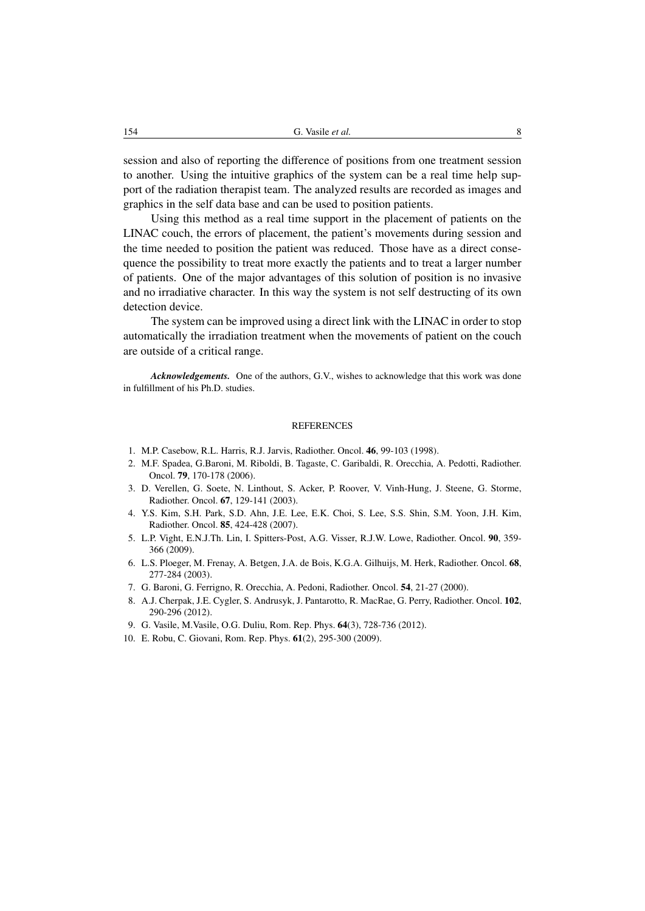session and also of reporting the difference of positions from one treatment session to another. Using the intuitive graphics of the system can be a real time help support of the radiation therapist team. The analyzed results are recorded as images and graphics in the self data base and can be used to position patients.

Using this method as a real time support in the placement of patients on the LINAC couch, the errors of placement, the patient's movements during session and the time needed to position the patient was reduced. Those have as a direct consequence the possibility to treat more exactly the patients and to treat a larger number of patients. One of the major advantages of this solution of position is no invasive and no irradiative character. In this way the system is not self destructing of its own detection device.

The system can be improved using a direct link with the LINAC in order to stop automatically the irradiation treatment when the movements of patient on the couch are outside of a critical range.

***Acknowledgements.*** One of the authors, G.V., wishes to acknowledge that this work was done in fulfillment of his Ph.D. studies.

## REFERENCES

1. M.P. Casebow, R.L. Harris, R.J. Jarvis, Radiother. Oncol. **46**, 99-103 (1998).
2. M.F. Spadea, G.Baroni, M. Riboldi, B. Tagaste, C. Garibaldi, R. Orecchia, A. Pedotti, Radiother. Oncol. **79**, 170-178 (2006).
3. D. Verellen, G. Soete, N. Linthout, S. Acker, P. Roover, V. Vinh-Hung, J. Steene, G. Storme, Radiother. Oncol. **67**, 129-141 (2003).
4. Y.S. Kim, S.H. Park, S.D. Ahn, J.E. Lee, E.K. Choi, S. Lee, S.S. Shin, S.M. Yoon, J.H. Kim, Radiother. Oncol. **85**, 424-428 (2007).
5. L.P. Vight, E.N.J.Th. Lin, I. Spitters-Post, A.G. Visser, R.J.W. Lowe, Radiother. Oncol. **90**, 359-366 (2009).
6. L.S. Ploeger, M. Frenay, A. Betgen, J.A. de Bois, K.G.A. Gilhuijs, M. Herk, Radiother. Oncol. **68**, 277-284 (2003).
7. G. Baroni, G. Ferrigno, R. Orecchia, A. Pedoni, Radiother. Oncol. **54**, 21-27 (2000).
8. A.J. Cherpak, J.E. Cygler, S. Andrusyk, J. Pantarotto, R. MacRae, G. Perry, Radiother. Oncol. **102**, 290-296 (2012).
9. G. Vasile, M.Vasile, O.G. Duliu, Rom. Rep. Phys. **64**(3), 728-736 (2012).
10. E. Robu, C. Giovani, Rom. Rep. Phys. **61**(2), 295-300 (2009).